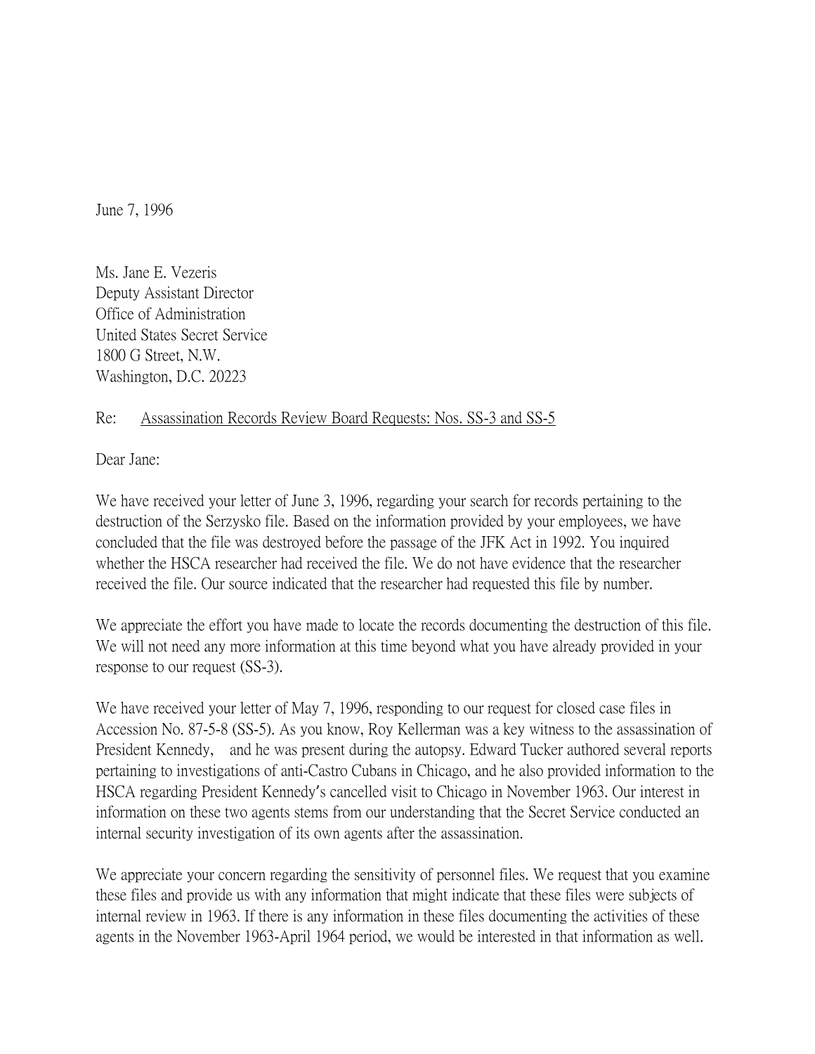June 7, 1996

Ms. Jane E. Vezeris
Deputy Assistant Director
Office of Administration
United States Secret Service
1800 G Street, N.W.
Washington, D.C. 20223

Re: Assassination Records Review Board Requests: Nos. SS-3 and SS-5

Dear Jane:

We have received your letter of June 3, 1996, regarding your search for records pertaining to the destruction of the Serzysko file. Based on the information provided by your employees, we have concluded that the file was destroyed before the passage of the JFK Act in 1992. You inquired whether the HSCA researcher had received the file. We do not have evidence that the researcher received the file. Our source indicated that the researcher had requested this file by number.

We appreciate the effort you have made to locate the records documenting the destruction of this file. We will not need any more information at this time beyond what you have already provided in your response to our request (SS-3).

We have received your letter of May 7, 1996, responding to our request for closed case files in Accession No. 87-5-8 (SS-5). As you know, Roy Kellerman was a key witness to the assassination of President Kennedy, and he was present during the autopsy. Edward Tucker authored several reports pertaining to investigations of anti-Castro Cubans in Chicago, and he also provided information to the HSCA regarding President Kennedy's cancelled visit to Chicago in November 1963. Our interest in information on these two agents stems from our understanding that the Secret Service conducted an internal security investigation of its own agents after the assassination.

We appreciate your concern regarding the sensitivity of personnel files. We request that you examine these files and provide us with any information that might indicate that these files were subjects of internal review in 1963. If there is any information in these files documenting the activities of these agents in the November 1963-April 1964 period, we would be interested in that information as well.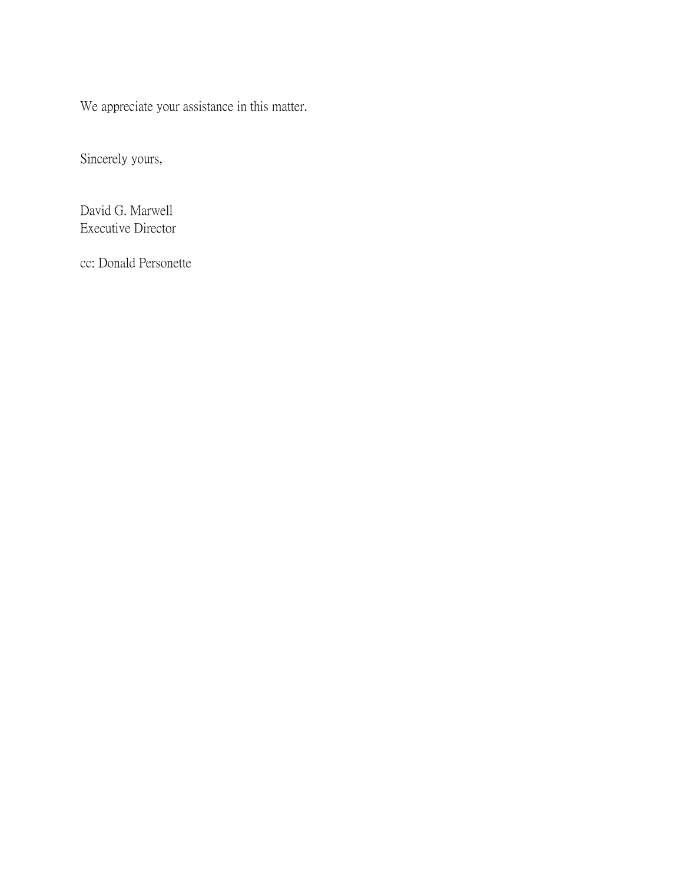We appreciate your assistance in this matter.

Sincerely yours,

David G. Marwell
Executive Director

cc: Donald Personette